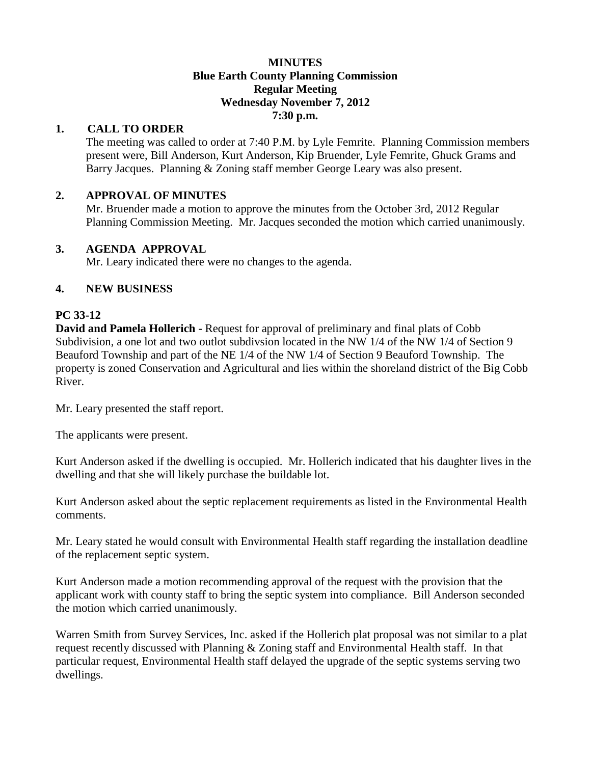# MINUTES
## Blue Earth County Planning Commission
## Regular Meeting
## Wednesday November 7, 2012
## 7:30 p.m.

### 1. CALL TO ORDER

The meeting was called to order at 7:40 P.M. by Lyle Femrite. Planning Commission members present were, Bill Anderson, Kurt Anderson, Kip Bruender, Lyle Femrite, Ghuck Grams and Barry Jacques. Planning & Zoning staff member George Leary was also present.

### 2. APPROVAL OF MINUTES

Mr. Bruender made a motion to approve the minutes from the October 3rd, 2012 Regular Planning Commission Meeting. Mr. Jacques seconded the motion which carried unanimously.

### 3. AGENDA APPROVAL

Mr. Leary indicated there were no changes to the agenda.

### 4. NEW BUSINESS

**PC 33-12**

**David and Pamela Hollerich -** Request for approval of preliminary and final plats of Cobb Subdivision, a one lot and two outlot subdivsion located in the NW 1/4 of the NW 1/4 of Section 9 Beauford Township and part of the NE 1/4 of the NW 1/4 of Section 9 Beauford Township. The property is zoned Conservation and Agricultural and lies within the shoreland district of the Big Cobb River.

Mr. Leary presented the staff report.

The applicants were present.

Kurt Anderson asked if the dwelling is occupied. Mr. Hollerich indicated that his daughter lives in the dwelling and that she will likely purchase the buildable lot.

Kurt Anderson asked about the septic replacement requirements as listed in the Environmental Health comments.

Mr. Leary stated he would consult with Environmental Health staff regarding the installation deadline of the replacement septic system.

Kurt Anderson made a motion recommending approval of the request with the provision that the applicant work with county staff to bring the septic system into compliance. Bill Anderson seconded the motion which carried unanimously.

Warren Smith from Survey Services, Inc. asked if the Hollerich plat proposal was not similar to a plat request recently discussed with Planning & Zoning staff and Environmental Health staff. In that particular request, Environmental Health staff delayed the upgrade of the septic systems serving two dwellings.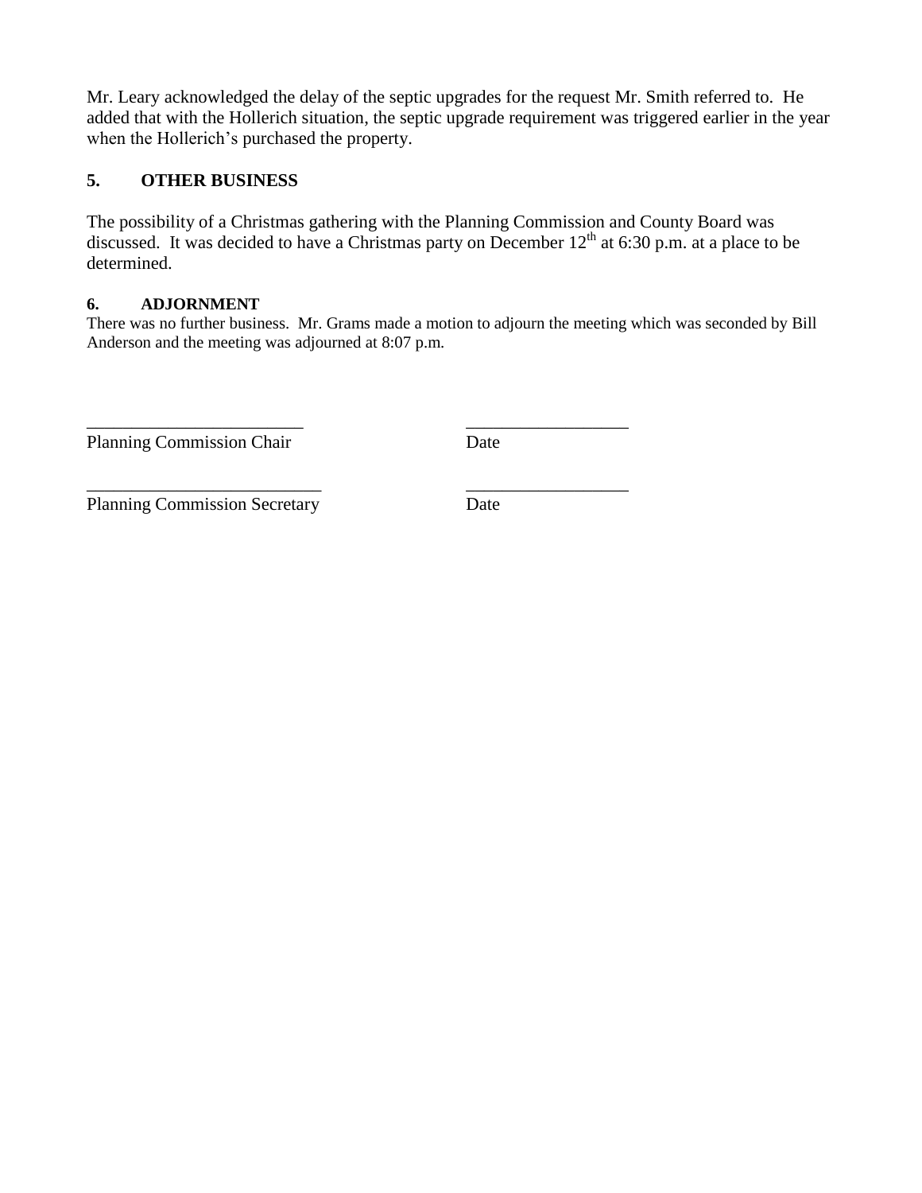Mr. Leary acknowledged the delay of the septic upgrades for the request Mr. Smith referred to. He added that with the Hollerich situation, the septic upgrade requirement was triggered earlier in the year when the Hollerich's purchased the property.

## 5. OTHER BUSINESS

The possibility of a Christmas gathering with the Planning Commission and County Board was discussed. It was decided to have a Christmas party on December 12th at 6:30 p.m. at a place to be determined.

## 6. ADJORNMENT

There was no further business. Mr. Grams made a motion to adjourn the meeting which was seconded by Bill Anderson and the meeting was adjourned at 8:07 p.m.

_________________________ __________________

Planning Commission Chair Date

__________________________ __________________

Planning Commission Secretary Date